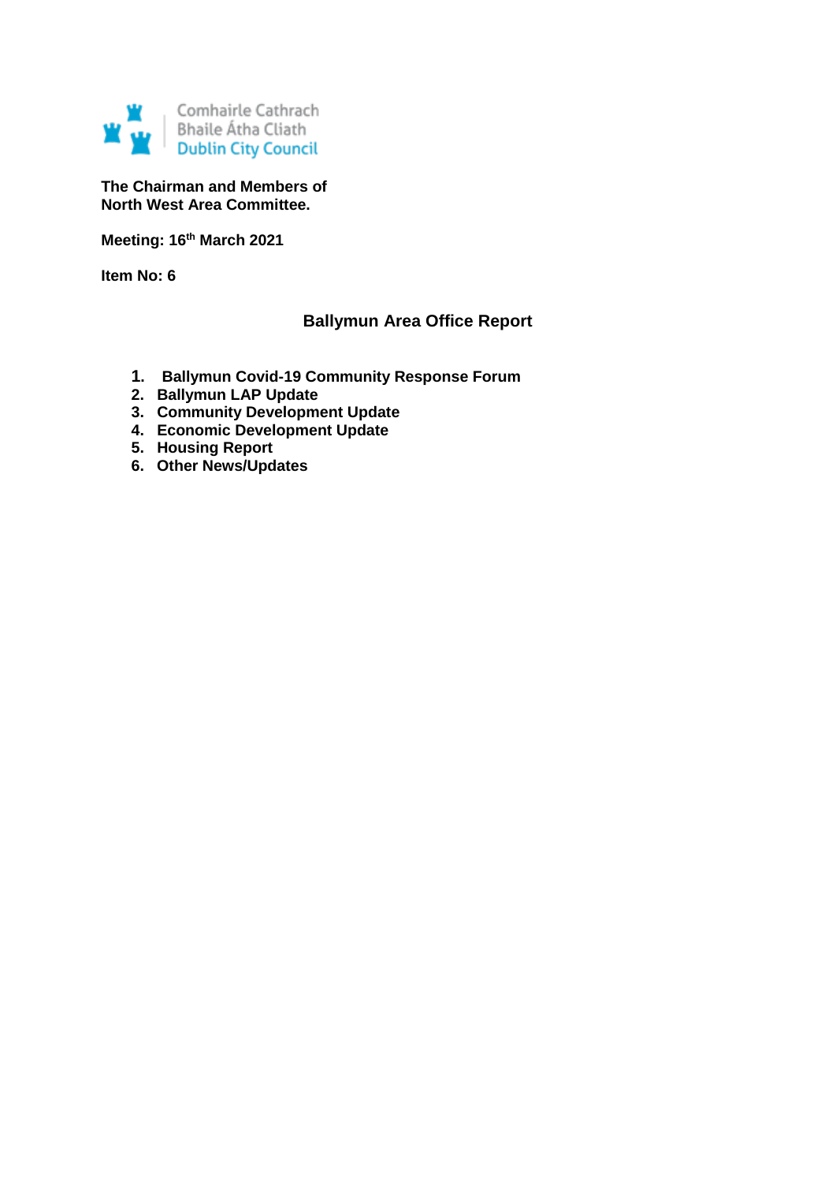Comhairle Cathrach
Bhaile Átha Cliath
Dublin City Council

**The Chairman and Members of**
**North West Area Committee.**

**Meeting: 16th March 2021**

**Item No: 6**

## Ballymun Area Office Report

1. **Ballymun Covid-19 Community Response Forum**
2. **Ballymun LAP Update**
3. **Community Development Update**
4. **Economic Development Update**
5. **Housing Report**
6. **Other News/Updates**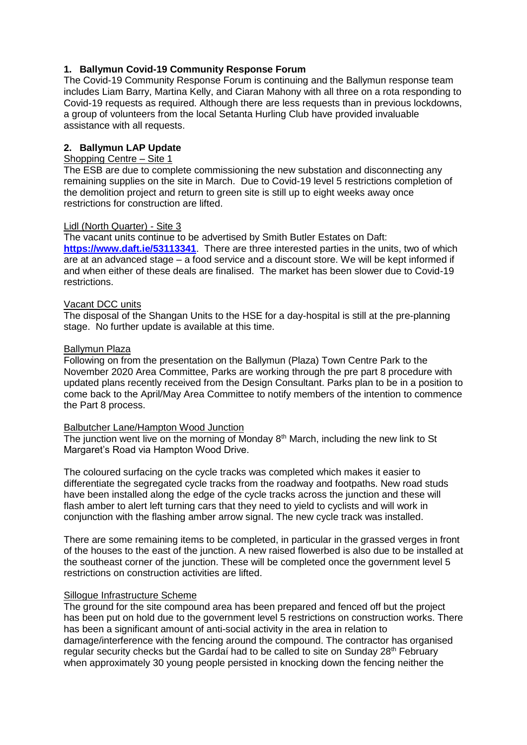## 1. Ballymun Covid-19 Community Response Forum

The Covid-19 Community Response Forum is continuing and the Ballymun response team includes Liam Barry, Martina Kelly, and Ciaran Mahony with all three on a rota responding to Covid-19 requests as required. Although there are less requests than in previous lockdowns, a group of volunteers from the local Setanta Hurling Club have provided invaluable assistance with all requests.

## 2. Ballymun LAP Update

<u>Shopping Centre – Site 1</u>

The ESB are due to complete commissioning the new substation and disconnecting any remaining supplies on the site in March. Due to Covid-19 level 5 restrictions completion of the demolition project and return to green site is still up to eight weeks away once restrictions for construction are lifted.

<u>Lidl (North Quarter) - Site 3</u>

The vacant units continue to be advertised by Smith Butler Estates on Daft: **https://www.daft.ie/53113341**. There are three interested parties in the units, two of which are at an advanced stage – a food service and a discount store. We will be kept informed if and when either of these deals are finalised. The market has been slower due to Covid-19 restrictions.

<u>Vacant DCC units</u>

The disposal of the Shangan Units to the HSE for a day-hospital is still at the pre-planning stage. No further update is available at this time.

<u>Ballymun Plaza</u>

Following on from the presentation on the Ballymun (Plaza) Town Centre Park to the November 2020 Area Committee, Parks are working through the pre part 8 procedure with updated plans recently received from the Design Consultant. Parks plan to be in a position to come back to the April/May Area Committee to notify members of the intention to commence the Part 8 process.

<u>Balbutcher Lane/Hampton Wood Junction</u>

The junction went live on the morning of Monday 8th March, including the new link to St Margaret's Road via Hampton Wood Drive.

The coloured surfacing on the cycle tracks was completed which makes it easier to differentiate the segregated cycle tracks from the roadway and footpaths. New road studs have been installed along the edge of the cycle tracks across the junction and these will flash amber to alert left turning cars that they need to yield to cyclists and will work in conjunction with the flashing amber arrow signal. The new cycle track was installed.

There are some remaining items to be completed, in particular in the grassed verges in front of the houses to the east of the junction. A new raised flowerbed is also due to be installed at the southeast corner of the junction. These will be completed once the government level 5 restrictions on construction activities are lifted.

<u>Sillogue Infrastructure Scheme</u>

The ground for the site compound area has been prepared and fenced off but the project has been put on hold due to the government level 5 restrictions on construction works. There has been a significant amount of anti-social activity in the area in relation to damage/interference with the fencing around the compound. The contractor has organised regular security checks but the Gardaí had to be called to site on Sunday 28th February when approximately 30 young people persisted in knocking down the fencing neither the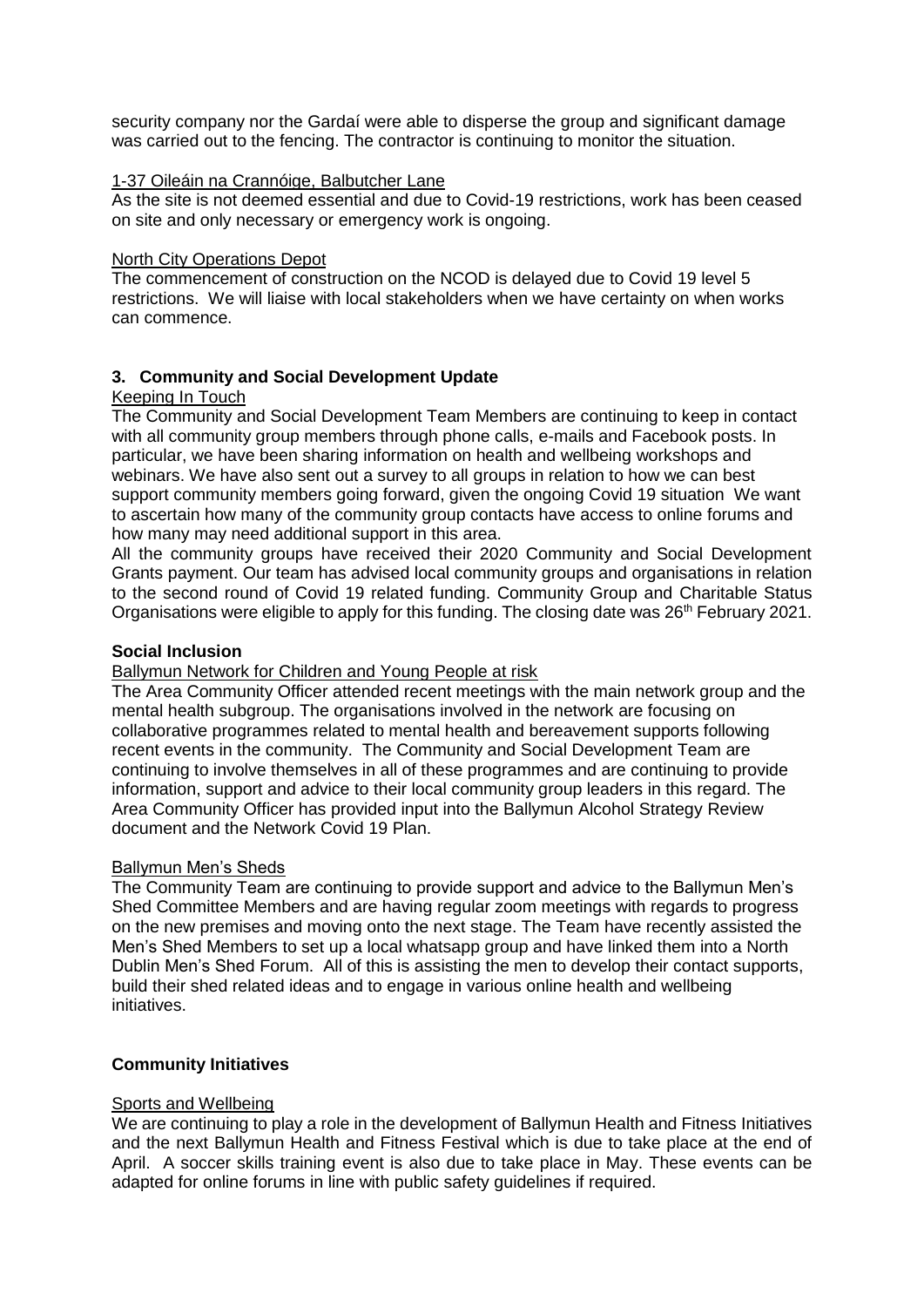security company nor the Gardaí were able to disperse the group and significant damage was carried out to the fencing. The contractor is continuing to monitor the situation.

1-37 Oileáin na Crannóige, Balbutcher Lane

As the site is not deemed essential and due to Covid-19 restrictions, work has been ceased on site and only necessary or emergency work is ongoing.

North City Operations Depot

The commencement of construction on the NCOD is delayed due to Covid 19 level 5 restrictions. We will liaise with local stakeholders when we have certainty on when works can commence.

## 3. Community and Social Development Update

Keeping In Touch

The Community and Social Development Team Members are continuing to keep in contact with all community group members through phone calls, e-mails and Facebook posts. In particular, we have been sharing information on health and wellbeing workshops and webinars. We have also sent out a survey to all groups in relation to how we can best support community members going forward, given the ongoing Covid 19 situation We want to ascertain how many of the community group contacts have access to online forums and how many may need additional support in this area.

All the community groups have received their 2020 Community and Social Development Grants payment. Our team has advised local community groups and organisations in relation to the second round of Covid 19 related funding. Community Group and Charitable Status Organisations were eligible to apply for this funding. The closing date was 26th February 2021.

### Social Inclusion

Ballymun Network for Children and Young People at risk

The Area Community Officer attended recent meetings with the main network group and the mental health subgroup. The organisations involved in the network are focusing on collaborative programmes related to mental health and bereavement supports following recent events in the community. The Community and Social Development Team are continuing to involve themselves in all of these programmes and are continuing to provide information, support and advice to their local community group leaders in this regard. The Area Community Officer has provided input into the Ballymun Alcohol Strategy Review document and the Network Covid 19 Plan.

Ballymun Men's Sheds

The Community Team are continuing to provide support and advice to the Ballymun Men's Shed Committee Members and are having regular zoom meetings with regards to progress on the new premises and moving onto the next stage. The Team have recently assisted the Men's Shed Members to set up a local whatsapp group and have linked them into a North Dublin Men's Shed Forum. All of this is assisting the men to develop their contact supports, build their shed related ideas and to engage in various online health and wellbeing initiatives.

### Community Initiatives

Sports and Wellbeing

We are continuing to play a role in the development of Ballymun Health and Fitness Initiatives and the next Ballymun Health and Fitness Festival which is due to take place at the end of April. A soccer skills training event is also due to take place in May. These events can be adapted for online forums in line with public safety guidelines if required.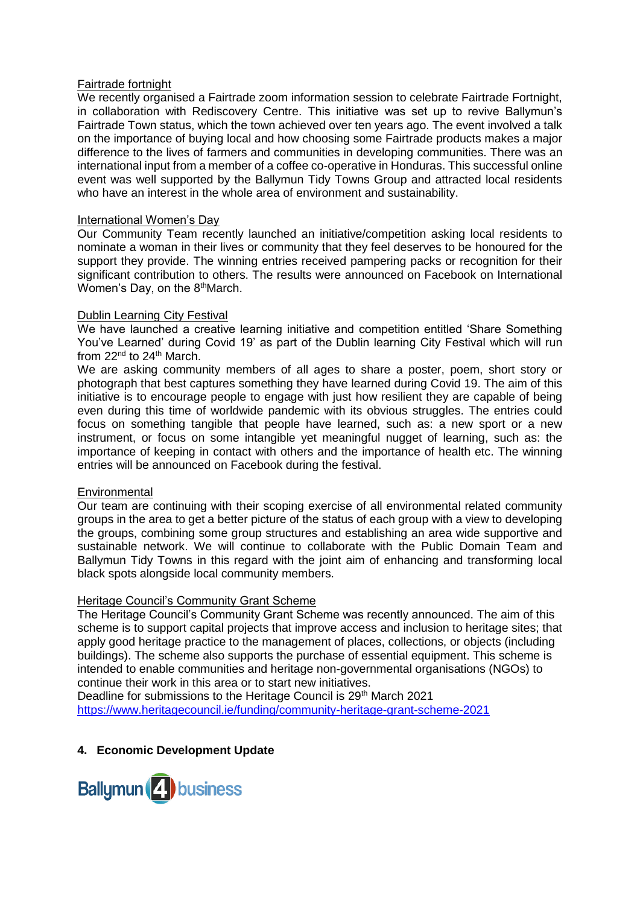Fairtrade fortnight

We recently organised a Fairtrade zoom information session to celebrate Fairtrade Fortnight, in collaboration with Rediscovery Centre. This initiative was set up to revive Ballymun's Fairtrade Town status, which the town achieved over ten years ago. The event involved a talk on the importance of buying local and how choosing some Fairtrade products makes a major difference to the lives of farmers and communities in developing communities. There was an international input from a member of a coffee co-operative in Honduras. This successful online event was well supported by the Ballymun Tidy Towns Group and attracted local residents who have an interest in the whole area of environment and sustainability.

International Women's Day

Our Community Team recently launched an initiative/competition asking local residents to nominate a woman in their lives or community that they feel deserves to be honoured for the support they provide. The winning entries received pampering packs or recognition for their significant contribution to others. The results were announced on Facebook on International Women's Day, on the 8th March.

Dublin Learning City Festival

We have launched a creative learning initiative and competition entitled 'Share Something You've Learned' during Covid 19' as part of the Dublin learning City Festival which will run from 22nd to 24th March.

We are asking community members of all ages to share a poster, poem, short story or photograph that best captures something they have learned during Covid 19. The aim of this initiative is to encourage people to engage with just how resilient they are capable of being even during this time of worldwide pandemic with its obvious struggles. The entries could focus on something tangible that people have learned, such as: a new sport or a new instrument, or focus on some intangible yet meaningful nugget of learning, such as: the importance of keeping in contact with others and the importance of health etc. The winning entries will be announced on Facebook during the festival.

Environmental

Our team are continuing with their scoping exercise of all environmental related community groups in the area to get a better picture of the status of each group with a view to developing the groups, combining some group structures and establishing an area wide supportive and sustainable network. We will continue to collaborate with the Public Domain Team and Ballymun Tidy Towns in this regard with the joint aim of enhancing and transforming local black spots alongside local community members.

Heritage Council's Community Grant Scheme

The Heritage Council's Community Grant Scheme was recently announced. The aim of this scheme is to support capital projects that improve access and inclusion to heritage sites; that apply good heritage practice to the management of places, collections, or objects (including buildings). The scheme also supports the purchase of essential equipment. This scheme is intended to enable communities and heritage non-governmental organisations (NGOs) to continue their work in this area or to start new initiatives.

Deadline for submissions to the Heritage Council is 29th March 2021

https://www.heritagecouncil.ie/funding/community-heritage-grant-scheme-2021

## 4. Economic Development Update

Ballymun 4 business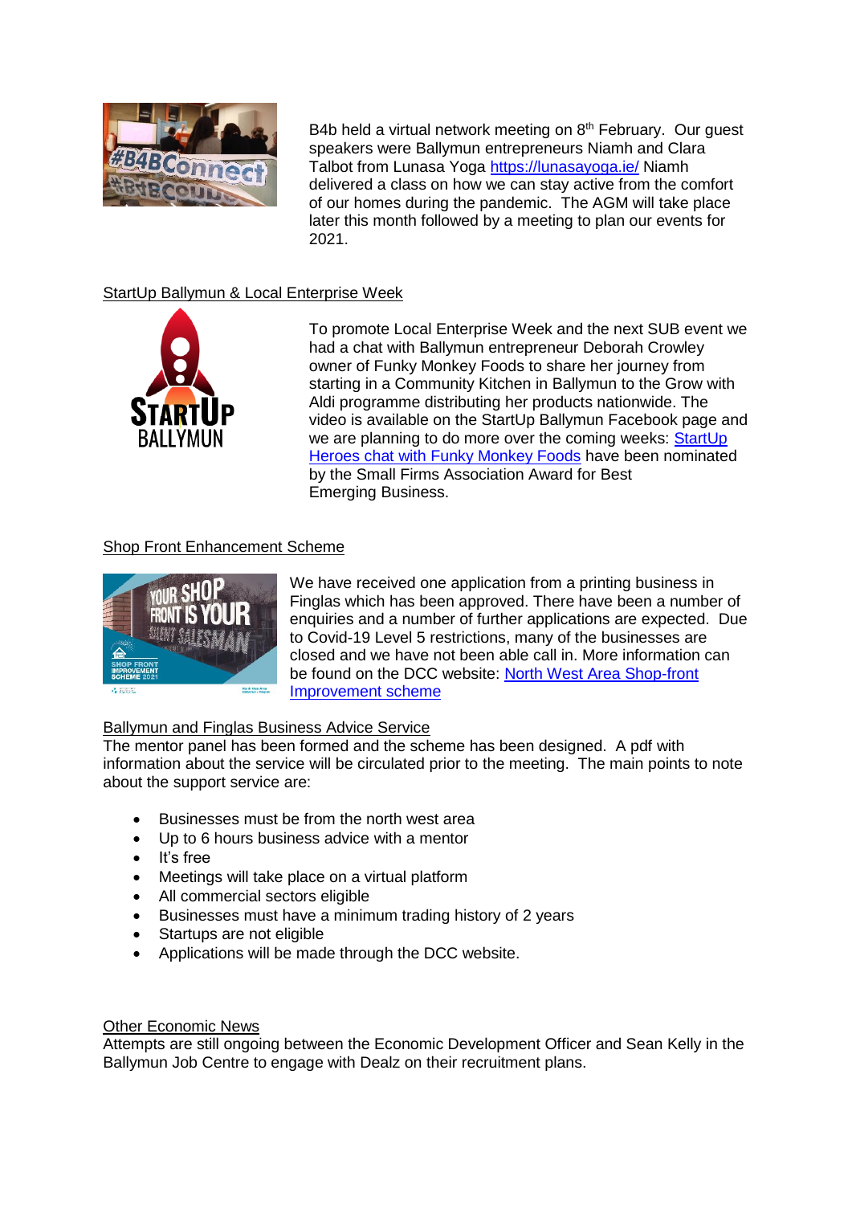B4b held a virtual network meeting on 8th February. Our guest speakers were Ballymun entrepreneurs Niamh and Clara Talbot from Lunasa Yoga https://lunasayoga.ie/ Niamh delivered a class on how we can stay active from the comfort of our homes during the pandemic. The AGM will take place later this month followed by a meeting to plan our events for 2021.

## StartUp Ballymun & Local Enterprise Week

To promote Local Enterprise Week and the next SUB event we had a chat with Ballymun entrepreneur Deborah Crowley owner of Funky Monkey Foods to share her journey from starting in a Community Kitchen in Ballymun to the Grow with Aldi programme distributing her products nationwide. The video is available on the StartUp Ballymun Facebook page and we are planning to do more over the coming weeks: StartUp Heroes chat with Funky Monkey Foods have been nominated by the Small Firms Association Award for Best Emerging Business.

## Shop Front Enhancement Scheme

We have received one application from a printing business in Finglas which has been approved. There have been a number of enquiries and a number of further applications are expected. Due to Covid-19 Level 5 restrictions, many of the businesses are closed and we have not been able call in. More information can be found on the DCC website: North West Area Shop-front Improvement scheme

## Ballymun and Finglas Business Advice Service

The mentor panel has been formed and the scheme has been designed. A pdf with information about the service will be circulated prior to the meeting. The main points to note about the support service are:

- Businesses must be from the north west area
- Up to 6 hours business advice with a mentor
- It's free
- Meetings will take place on a virtual platform
- All commercial sectors eligible
- Businesses must have a minimum trading history of 2 years
- Startups are not eligible
- Applications will be made through the DCC website.

## Other Economic News

Attempts are still ongoing between the Economic Development Officer and Sean Kelly in the Ballymun Job Centre to engage with Dealz on their recruitment plans.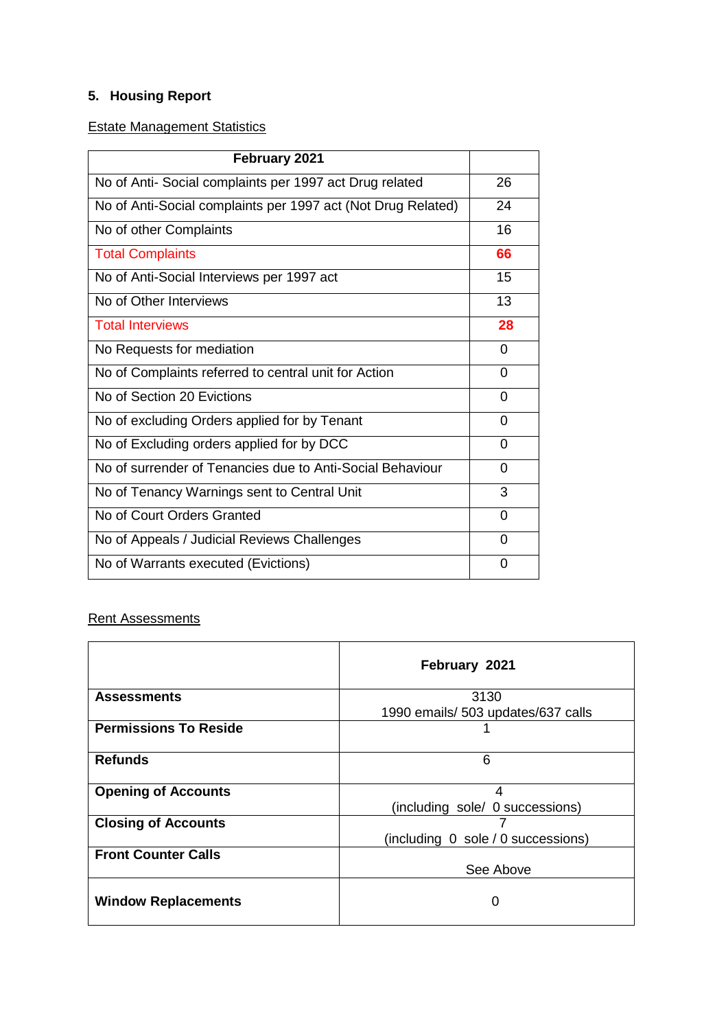## 5. Housing Report

Estate Management Statistics

| February 2021 | |
|---|---|
| No of Anti- Social complaints per 1997 act Drug related | 26 |
| No of Anti-Social complaints per 1997 act (Not Drug Related) | 24 |
| No of other Complaints | 16 |
| **Total Complaints** | **66** |
| No of Anti-Social Interviews per 1997 act | 15 |
| No of Other Interviews | 13 |
| **Total Interviews** | **28** |
| No Requests for mediation | 0 |
| No of Complaints referred to central unit for Action | 0 |
| No of Section 20 Evictions | 0 |
| No of excluding Orders applied for by Tenant | 0 |
| No of Excluding orders applied for by DCC | 0 |
| No of surrender of Tenancies due to Anti-Social Behaviour | 0 |
| No of Tenancy Warnings sent to Central Unit | 3 |
| No of Court Orders Granted | 0 |
| No of Appeals / Judicial Reviews Challenges | 0 |
| No of Warrants executed (Evictions) | 0 |

Rent Assessments

| | **February 2021** |
|---|---|
| **Assessments** | 3130<br>1990 emails/ 503 updates/637 calls |
| **Permissions To Reside** | 1 |
| **Refunds** | 6 |
| **Opening of Accounts** | 4<br>(including sole/ 0 successions) |
| **Closing of Accounts** | 7<br>(including 0 sole / 0 successions) |
| **Front Counter Calls** | See Above |
| **Window Replacements** | 0 |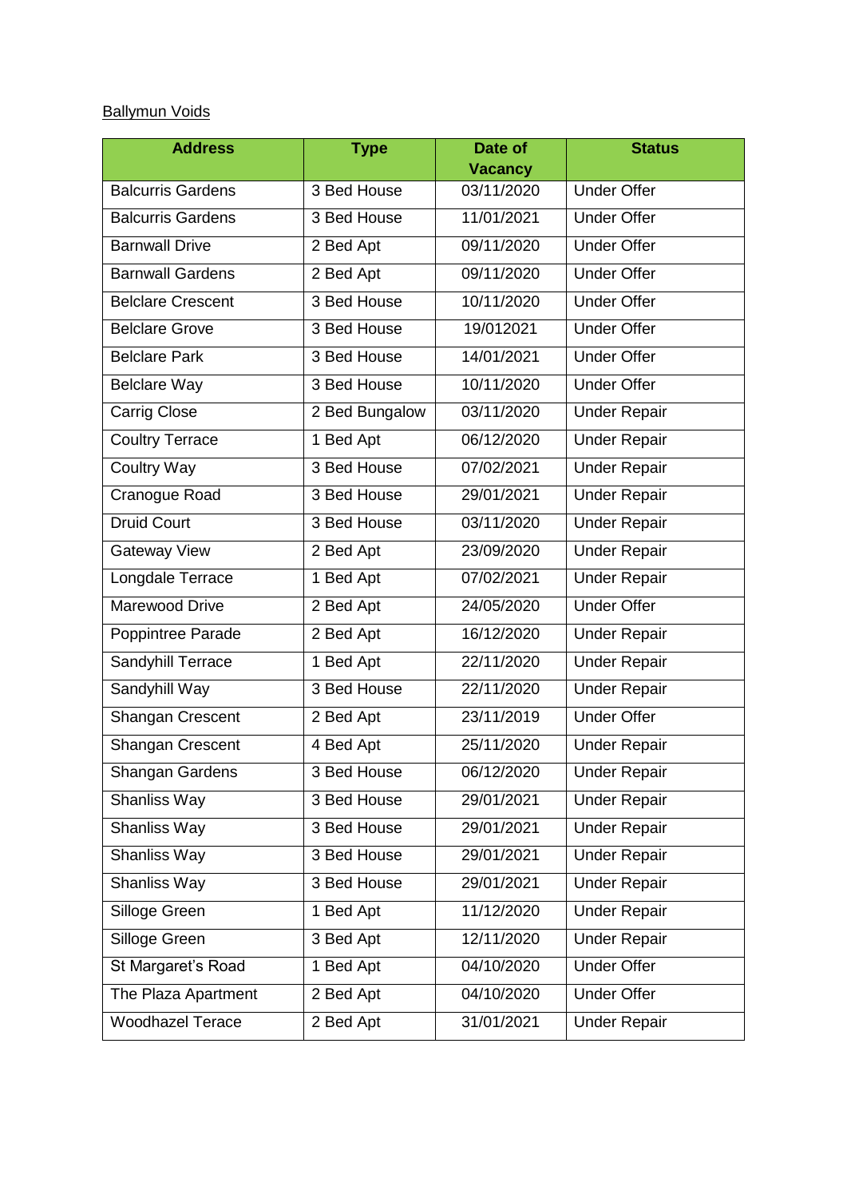Ballymun Voids

| Address | Type | Date of Vacancy | Status |
|---|---|---|---|
| Balcurris Gardens | 3 Bed House | 03/11/2020 | Under Offer |
| Balcurris Gardens | 3 Bed House | 11/01/2021 | Under Offer |
| Barnwall Drive | 2 Bed Apt | 09/11/2020 | Under Offer |
| Barnwall Gardens | 2 Bed Apt | 09/11/2020 | Under Offer |
| Belclare Crescent | 3 Bed House | 10/11/2020 | Under Offer |
| Belclare Grove | 3 Bed House | 19/012021 | Under Offer |
| Belclare Park | 3 Bed House | 14/01/2021 | Under Offer |
| Belclare Way | 3 Bed House | 10/11/2020 | Under Offer |
| Carrig Close | 2 Bed Bungalow | 03/11/2020 | Under Repair |
| Coultry Terrace | 1 Bed Apt | 06/12/2020 | Under Repair |
| Coultry Way | 3 Bed House | 07/02/2021 | Under Repair |
| Cranogue Road | 3 Bed House | 29/01/2021 | Under Repair |
| Druid Court | 3 Bed House | 03/11/2020 | Under Repair |
| Gateway View | 2 Bed Apt | 23/09/2020 | Under Repair |
| Longdale Terrace | 1 Bed Apt | 07/02/2021 | Under Repair |
| Marewood Drive | 2 Bed Apt | 24/05/2020 | Under Offer |
| Poppintree Parade | 2 Bed Apt | 16/12/2020 | Under Repair |
| Sandyhill Terrace | 1 Bed Apt | 22/11/2020 | Under Repair |
| Sandyhill Way | 3 Bed House | 22/11/2020 | Under Repair |
| Shangan Crescent | 2 Bed Apt | 23/11/2019 | Under Offer |
| Shangan Crescent | 4 Bed Apt | 25/11/2020 | Under Repair |
| Shangan Gardens | 3 Bed House | 06/12/2020 | Under Repair |
| Shanliss Way | 3 Bed House | 29/01/2021 | Under Repair |
| Shanliss Way | 3 Bed House | 29/01/2021 | Under Repair |
| Shanliss Way | 3 Bed House | 29/01/2021 | Under Repair |
| Shanliss Way | 3 Bed House | 29/01/2021 | Under Repair |
| Silloge Green | 1 Bed Apt | 11/12/2020 | Under Repair |
| Silloge Green | 3 Bed Apt | 12/11/2020 | Under Repair |
| St Margaret's Road | 1 Bed Apt | 04/10/2020 | Under Offer |
| The Plaza Apartment | 2 Bed Apt | 04/10/2020 | Under Offer |
| Woodhazel Terace | 2 Bed Apt | 31/01/2021 | Under Repair |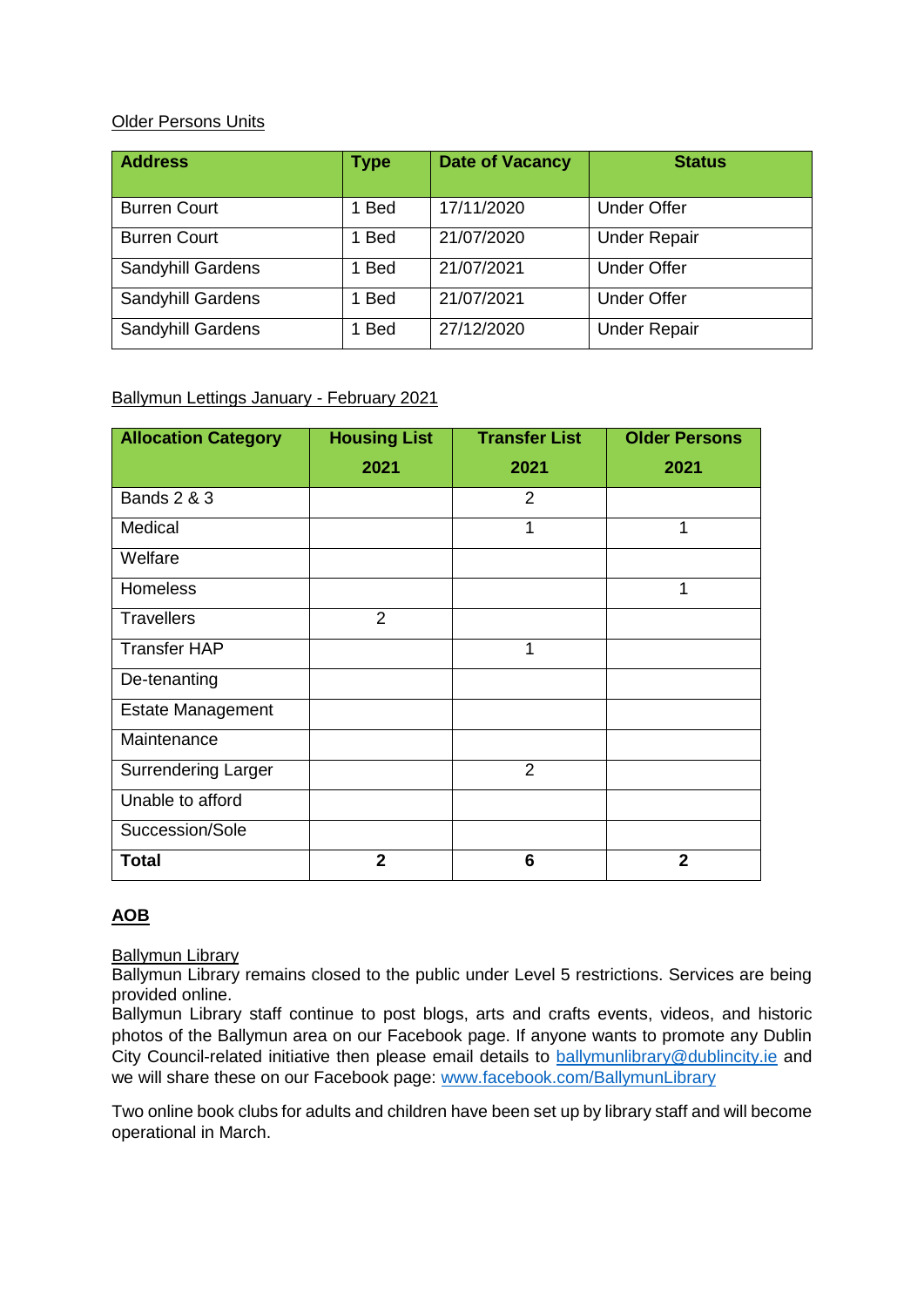Older Persons Units

| Address | Type | Date of Vacancy | Status |
|---|---|---|---|
| Burren Court | 1 Bed | 17/11/2020 | Under Offer |
| Burren Court | 1 Bed | 21/07/2020 | Under Repair |
| Sandyhill Gardens | 1 Bed | 21/07/2021 | Under Offer |
| Sandyhill Gardens | 1 Bed | 21/07/2021 | Under Offer |
| Sandyhill Gardens | 1 Bed | 27/12/2020 | Under Repair |

Ballymun Lettings January - February 2021

| Allocation Category | Housing List 2021 | Transfer List 2021 | Older Persons 2021 |
|---|---|---|---|
| Bands 2 & 3 | | 2 | |
| Medical | | 1 | 1 |
| Welfare | | | |
| Homeless | | | 1 |
| Travellers | 2 | | |
| Transfer HAP | | 1 | |
| De-tenanting | | | |
| Estate Management | | | |
| Maintenance | | | |
| Surrendering Larger | | 2 | |
| Unable to afford | | | |
| Succession/Sole | | | |
| **Total** | **2** | **6** | **2** |

## AOB

Ballymun Library

Ballymun Library remains closed to the public under Level 5 restrictions. Services are being provided online.

Ballymun Library staff continue to post blogs, arts and crafts events, videos, and historic photos of the Ballymun area on our Facebook page. If anyone wants to promote any Dublin City Council-related initiative then please email details to ballymunlibrary@dublincity.ie and we will share these on our Facebook page: www.facebook.com/BallymunLibrary

Two online book clubs for adults and children have been set up by library staff and will become operational in March.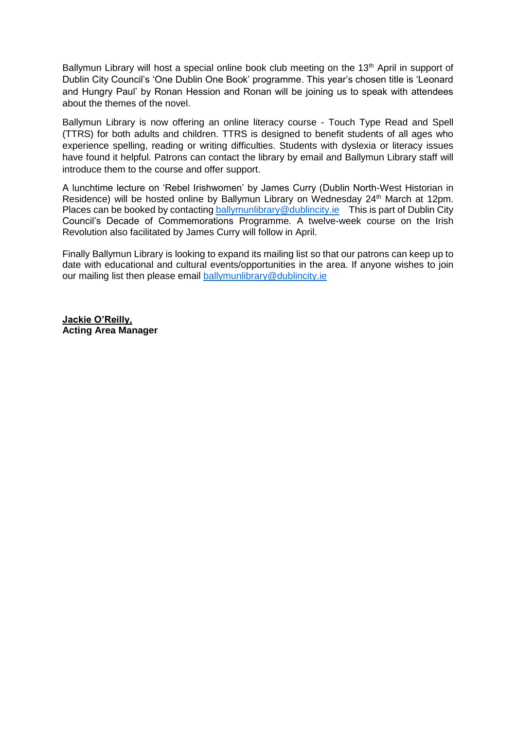Ballymun Library will host a special online book club meeting on the 13th April in support of Dublin City Council's 'One Dublin One Book' programme. This year's chosen title is 'Leonard and Hungry Paul' by Ronan Hession and Ronan will be joining us to speak with attendees about the themes of the novel.

Ballymun Library is now offering an online literacy course - Touch Type Read and Spell (TTRS) for both adults and children. TTRS is designed to benefit students of all ages who experience spelling, reading or writing difficulties. Students with dyslexia or literacy issues have found it helpful. Patrons can contact the library by email and Ballymun Library staff will introduce them to the course and offer support.

A lunchtime lecture on 'Rebel Irishwomen' by James Curry (Dublin North-West Historian in Residence) will be hosted online by Ballymun Library on Wednesday 24th March at 12pm. Places can be booked by contacting ballymunlibrary@dublincity.ie This is part of Dublin City Council's Decade of Commemorations Programme. A twelve-week course on the Irish Revolution also facilitated by James Curry will follow in April.

Finally Ballymun Library is looking to expand its mailing list so that our patrons can keep up to date with educational and cultural events/opportunities in the area. If anyone wishes to join our mailing list then please email ballymunlibrary@dublincity.ie

**Jackie O'Reilly,**
**Acting Area Manager**